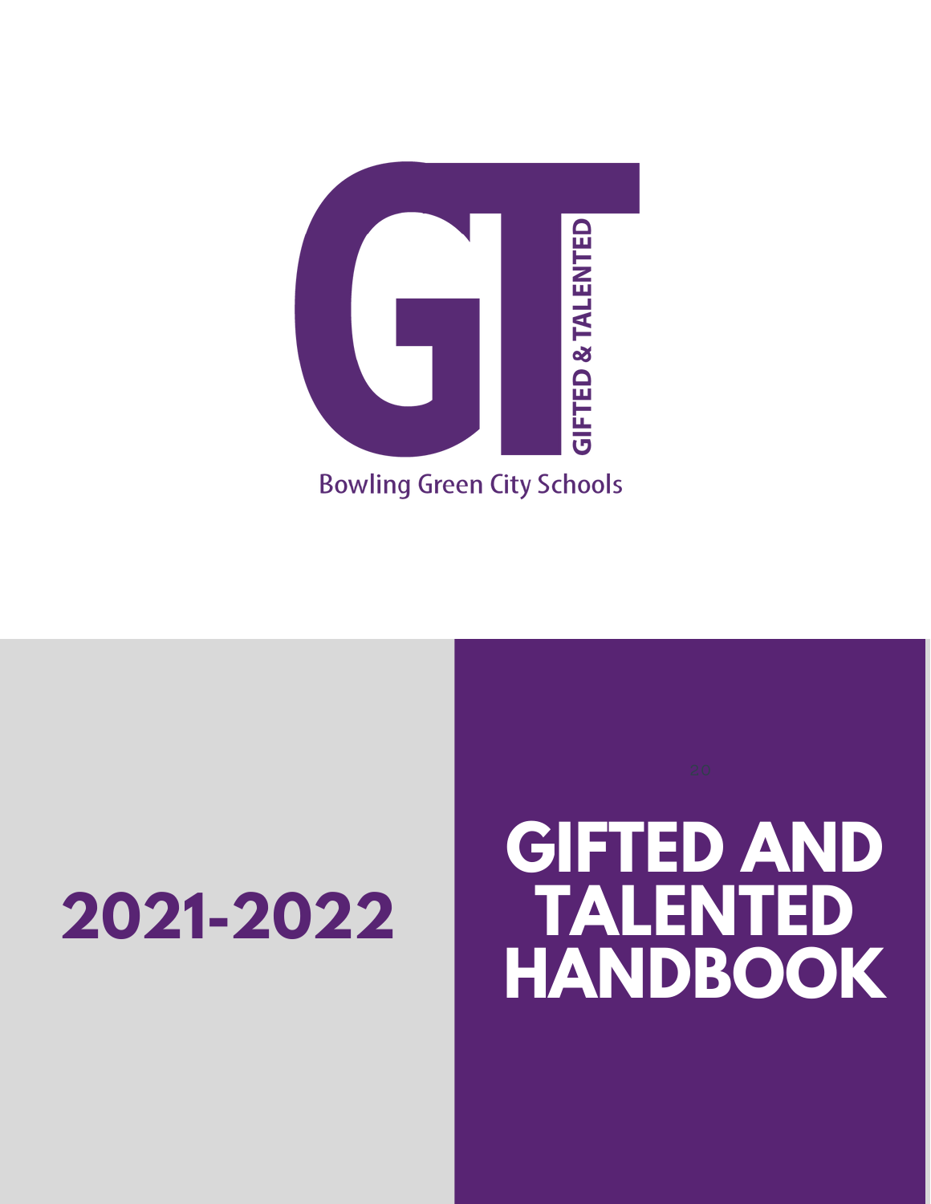GT

GIFTED & TALENTED

Bowling Green City Schools

# 2021-2022

# GIFTED AND TALENTED HANDBOOK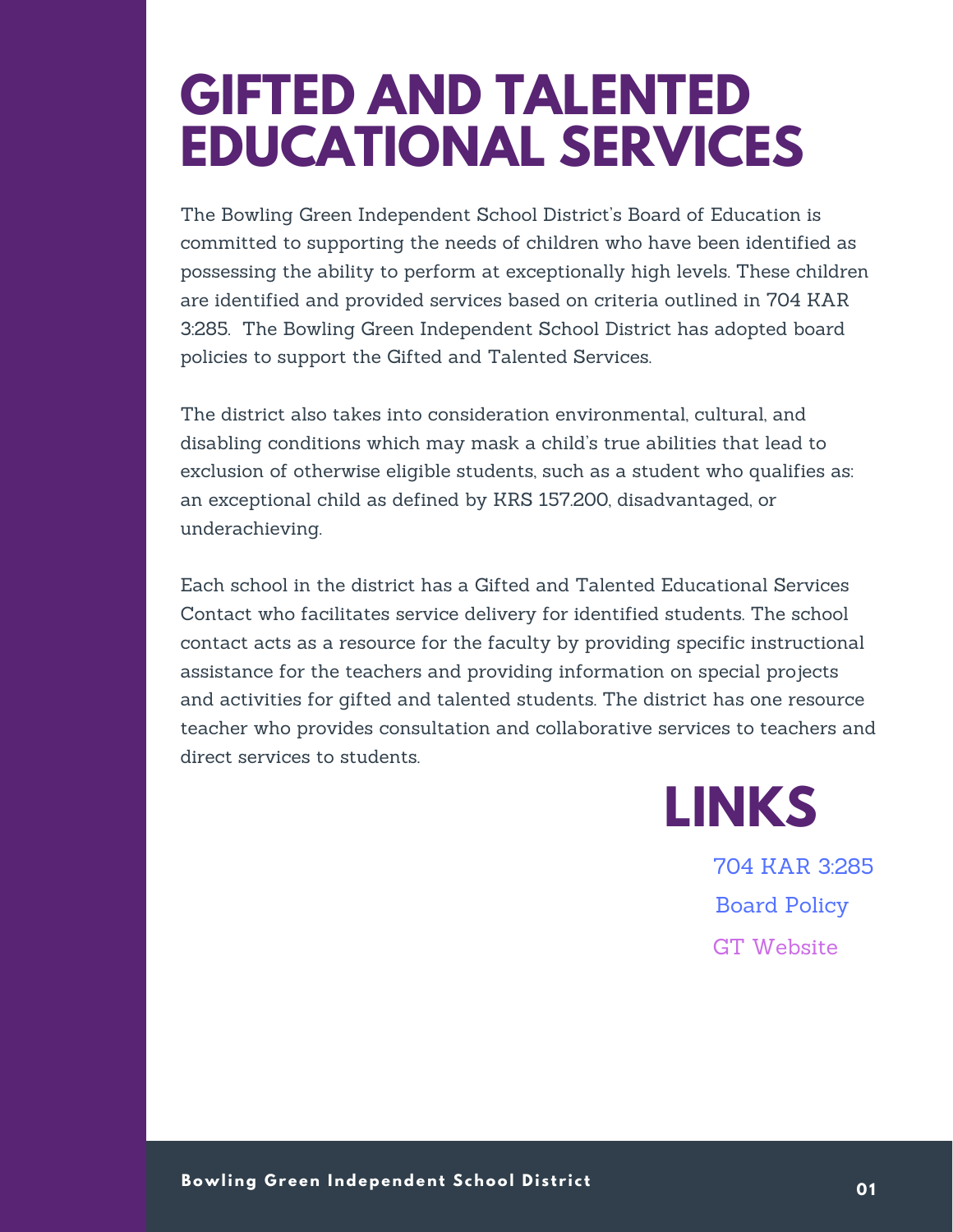# GIFTED AND TALENTED EDUCATIONAL SERVICES

The Bowling Green Independent School District's Board of Education is committed to supporting the needs of children who have been identified as possessing the ability to perform at exceptionally high levels. These children are identified and provided services based on criteria outlined in 704 KAR 3:285. The Bowling Green Independent School District has adopted board policies to support the Gifted and Talented Services.

The district also takes into consideration environmental, cultural, and disabling conditions which may mask a child's true abilities that lead to exclusion of otherwise eligible students, such as a student who qualifies as: an exceptional child as defined by KRS 157.200, disadvantaged, or underachieving.

Each school in the district has a Gifted and Talented Educational Services Contact who facilitates service delivery for identified students. The school contact acts as a resource for the faculty by providing specific instructional assistance for the teachers and providing information on special projects and activities for gifted and talented students. The district has one resource teacher who provides consultation and collaborative services to teachers and direct services to students.

## LINKS

704 KAR 3:285

Board Policy

GT Website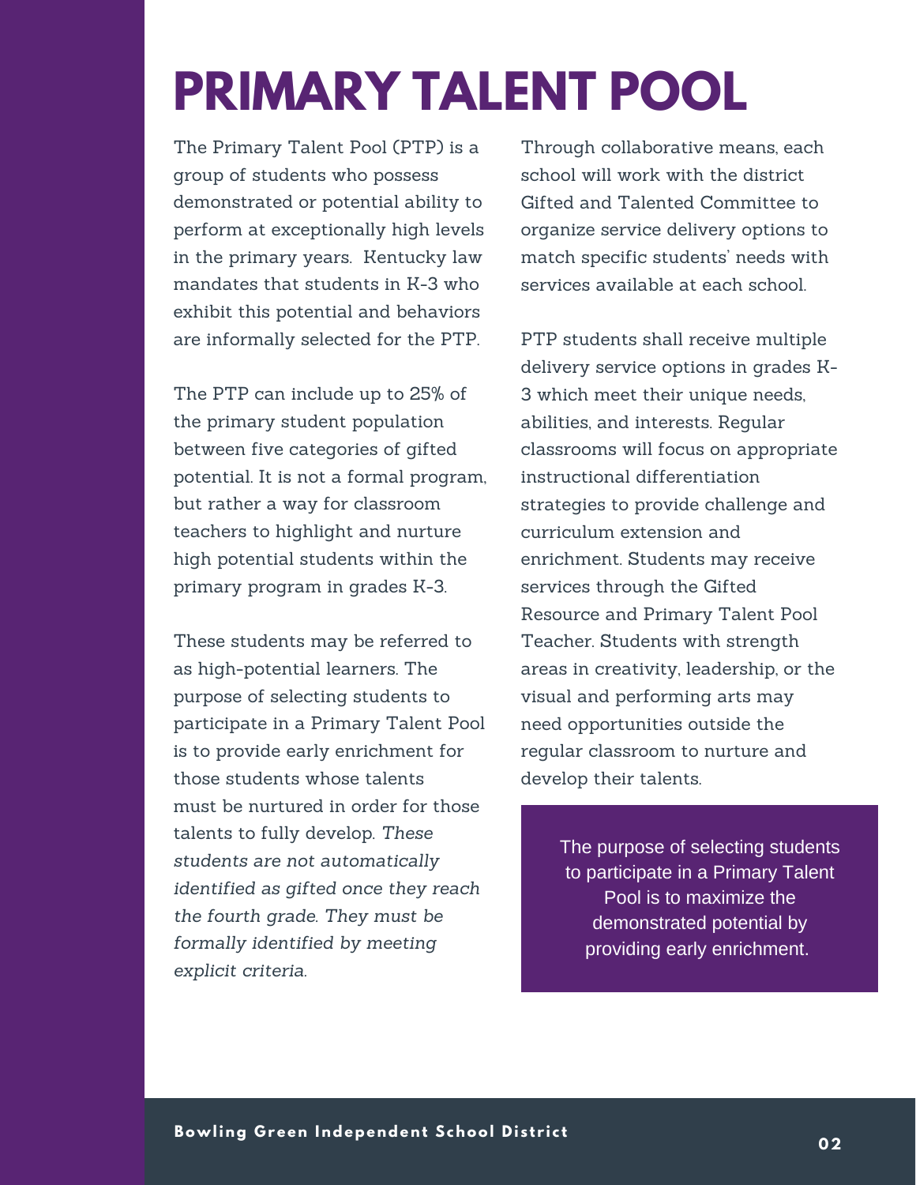# PRIMARY TALENT POOL

The Primary Talent Pool (PTP) is a group of students who possess demonstrated or potential ability to perform at exceptionally high levels in the primary years. Kentucky law mandates that students in K-3 who exhibit this potential and behaviors are informally selected for the PTP.

The PTP can include up to 25% of the primary student population between five categories of gifted potential. It is not a formal program, but rather a way for classroom teachers to highlight and nurture high potential students within the primary program in grades K-3.

These students may be referred to as high-potential learners. The purpose of selecting students to participate in a Primary Talent Pool is to provide early enrichment for those students whose talents must be nurtured in order for those talents to fully develop. *These students are not automatically identified as gifted once they reach the fourth grade. They must be formally identified by meeting explicit criteria.*

Through collaborative means, each school will work with the district Gifted and Talented Committee to organize service delivery options to match specific students' needs with services available at each school.

PTP students shall receive multiple delivery service options in grades K-3 which meet their unique needs, abilities, and interests. Regular classrooms will focus on appropriate instructional differentiation strategies to provide challenge and curriculum extension and enrichment. Students may receive services through the Gifted Resource and Primary Talent Pool Teacher. Students with strength areas in creativity, leadership, or the visual and performing arts may need opportunities outside the regular classroom to nurture and develop their talents.

> The purpose of selecting students to participate in a Primary Talent Pool is to maximize the demonstrated potential by providing early enrichment.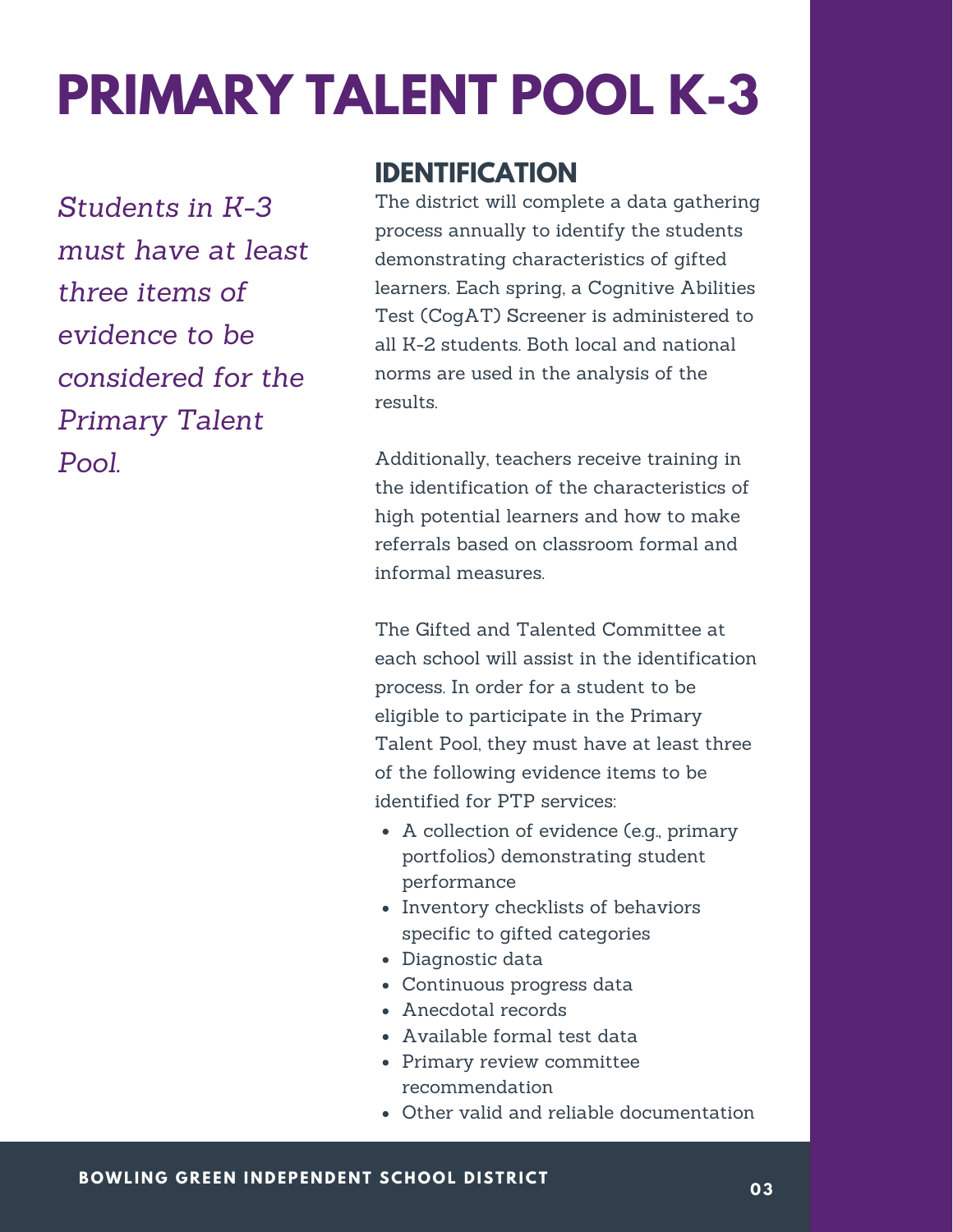# PRIMARY TALENT POOL K-3

*Students in K-3 must have at least three items of evidence to be considered for the Primary Talent Pool.*

## IDENTIFICATION

The district will complete a data gathering process annually to identify the students demonstrating characteristics of gifted learners. Each spring, a Cognitive Abilities Test (CogAT) Screener is administered to all K-2 students. Both local and national norms are used in the analysis of the results.

Additionally, teachers receive training in the identification of the characteristics of high potential learners and how to make referrals based on classroom formal and informal measures.

The Gifted and Talented Committee at each school will assist in the identification process. In order for a student to be eligible to participate in the Primary Talent Pool, they must have at least three of the following evidence items to be identified for PTP services:

- A collection of evidence (e.g., primary portfolios) demonstrating student performance
- Inventory checklists of behaviors specific to gifted categories
- Diagnostic data
- Continuous progress data
- Anecdotal records
- Available formal test data
- Primary review committee recommendation
- Other valid and reliable documentation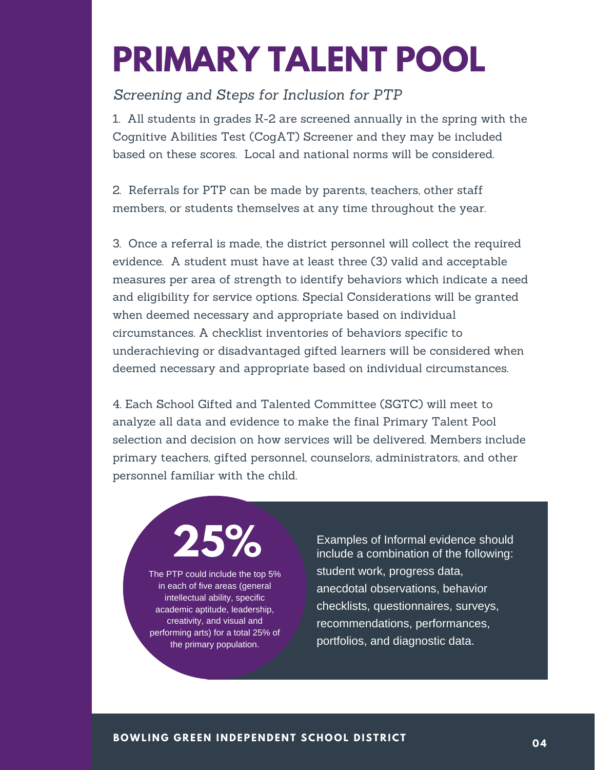# PRIMARY TALENT POOL

*Screening and Steps for Inclusion for PTP*

1. All students in grades K-2 are screened annually in the spring with the Cognitive Abilities Test (CogAT) Screener and they may be included based on these scores. Local and national norms will be considered.

2. Referrals for PTP can be made by parents, teachers, other staff members, or students themselves at any time throughout the year.

3. Once a referral is made, the district personnel will collect the required evidence. A student must have at least three (3) valid and acceptable measures per area of strength to identify behaviors which indicate a need and eligibility for service options. Special Considerations will be granted when deemed necessary and appropriate based on individual circumstances. A checklist inventories of behaviors specific to underachieving or disadvantaged gifted learners will be considered when deemed necessary and appropriate based on individual circumstances.

4. Each School Gifted and Talented Committee (SGTC) will meet to analyze all data and evidence to make the final Primary Talent Pool selection and decision on how services will be delivered. Members include primary teachers, gifted personnel, counselors, administrators, and other personnel familiar with the child.

**25%**

The PTP could include the top 5% in each of five areas (general intellectual ability, specific academic aptitude, leadership, creativity, and visual and performing arts) for a total 25% of the primary population.

Examples of Informal evidence should include a combination of the following: student work, progress data, anecdotal observations, behavior checklists, questionnaires, surveys, recommendations, performances, portfolios, and diagnostic data.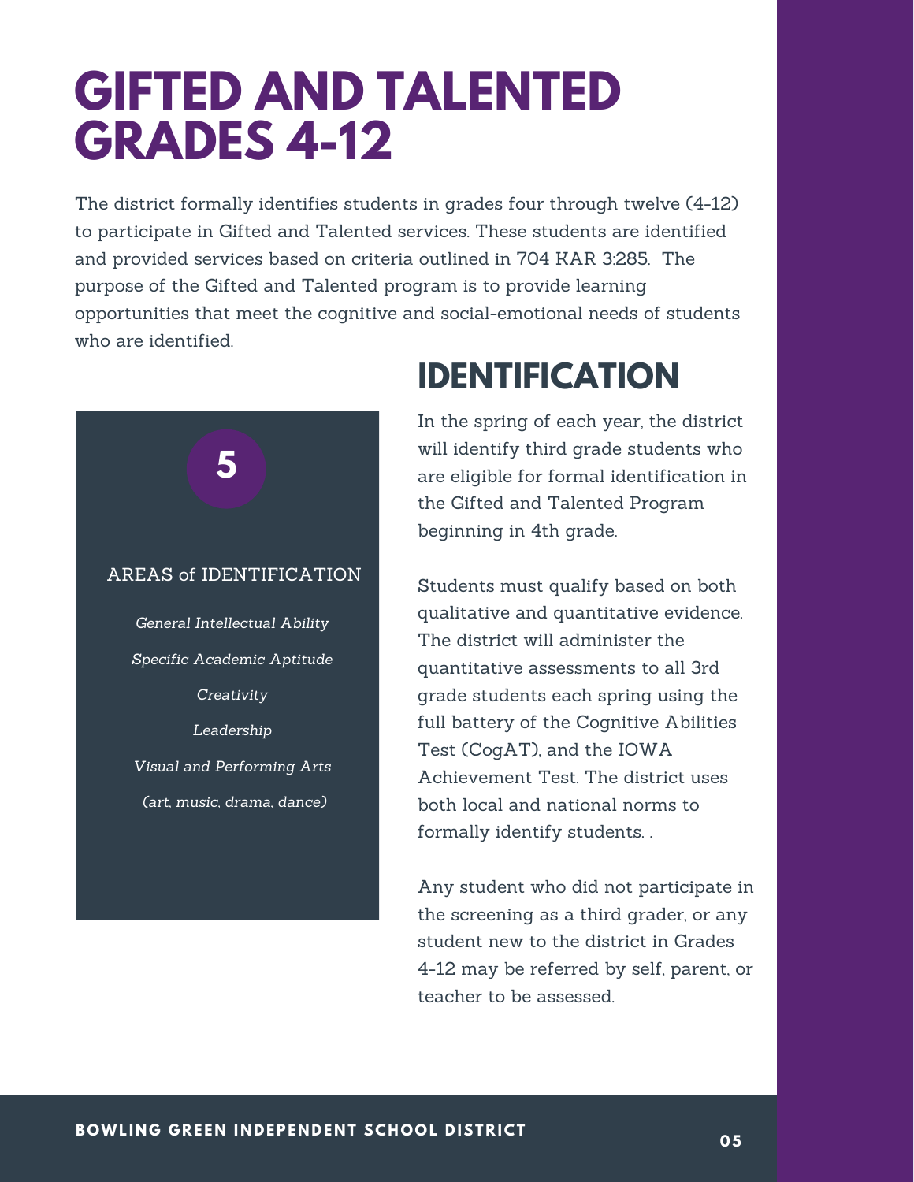# GIFTED AND TALENTED GRADES 4-12

The district formally identifies students in grades four through twelve (4-12) to participate in Gifted and Talented services. These students are identified and provided services based on criteria outlined in 704 KAR 3:285. The purpose of the Gifted and Talented program is to provide learning opportunities that meet the cognitive and social-emotional needs of students who are identified.

**5**

AREAS of IDENTIFICATION

*General Intellectual Ability*

*Specific Academic Aptitude*

*Creativity*

*Leadership*

*Visual and Performing Arts*

*(art, music, drama, dance)*

## IDENTIFICATION

In the spring of each year, the district will identify third grade students who are eligible for formal identification in the Gifted and Talented Program beginning in 4th grade.

Students must qualify based on both qualitative and quantitative evidence. The district will administer the quantitative assessments to all 3rd grade students each spring using the full battery of the Cognitive Abilities Test (CogAT), and the IOWA Achievement Test. The district uses both local and national norms to formally identify students. .

Any student who did not participate in the screening as a third grader, or any student new to the district in Grades 4-12 may be referred by self, parent, or teacher to be assessed.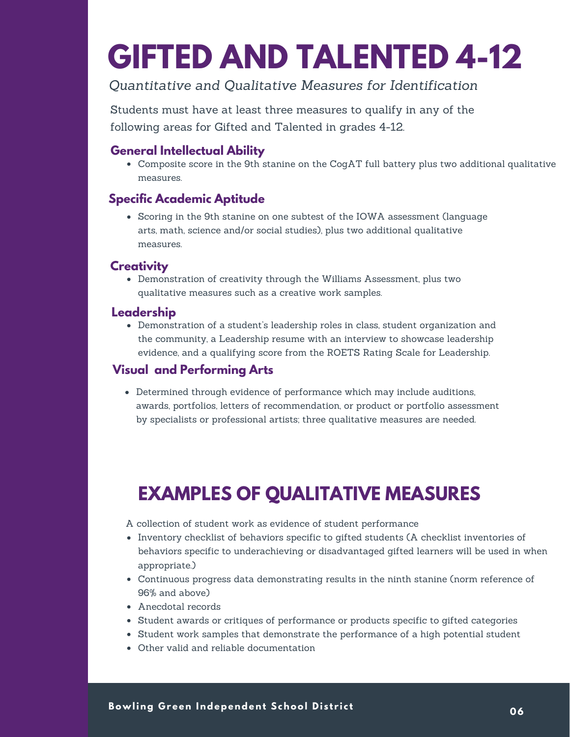# GIFTED AND TALENTED 4-12

*Quantitative and Qualitative Measures for Identification*

Students must have at least three measures to qualify in any of the following areas for Gifted and Talented in grades 4-12.

### General Intellectual Ability

- Composite score in the 9th stanine on the CogAT full battery plus two additional qualitative measures.

### Specific Academic Aptitude

- Scoring in the 9th stanine on one subtest of the IOWA assessment (language arts, math, science and/or social studies), plus two additional qualitative measures.

### Creativity

- Demonstration of creativity through the Williams Assessment, plus two qualitative measures such as a creative work samples.

### Leadership

- Demonstration of a student's leadership roles in class, student organization and the community, a Leadership resume with an interview to showcase leadership evidence, and a qualifying score from the ROETS Rating Scale for Leadership.

### Visual and Performing Arts

- Determined through evidence of performance which may include auditions, awards, portfolios, letters of recommendation, or product or portfolio assessment by specialists or professional artists; three qualitative measures are needed.

## EXAMPLES OF QUALITATIVE MEASURES

A collection of student work as evidence of student performance

- Inventory checklist of behaviors specific to gifted students (A checklist inventories of behaviors specific to underachieving or disadvantaged gifted learners will be used in when appropriate.)
- Continuous progress data demonstrating results in the ninth stanine (norm reference of 96% and above)
- Anecdotal records
- Student awards or critiques of performance or products specific to gifted categories
- Student work samples that demonstrate the performance of a high potential student
- Other valid and reliable documentation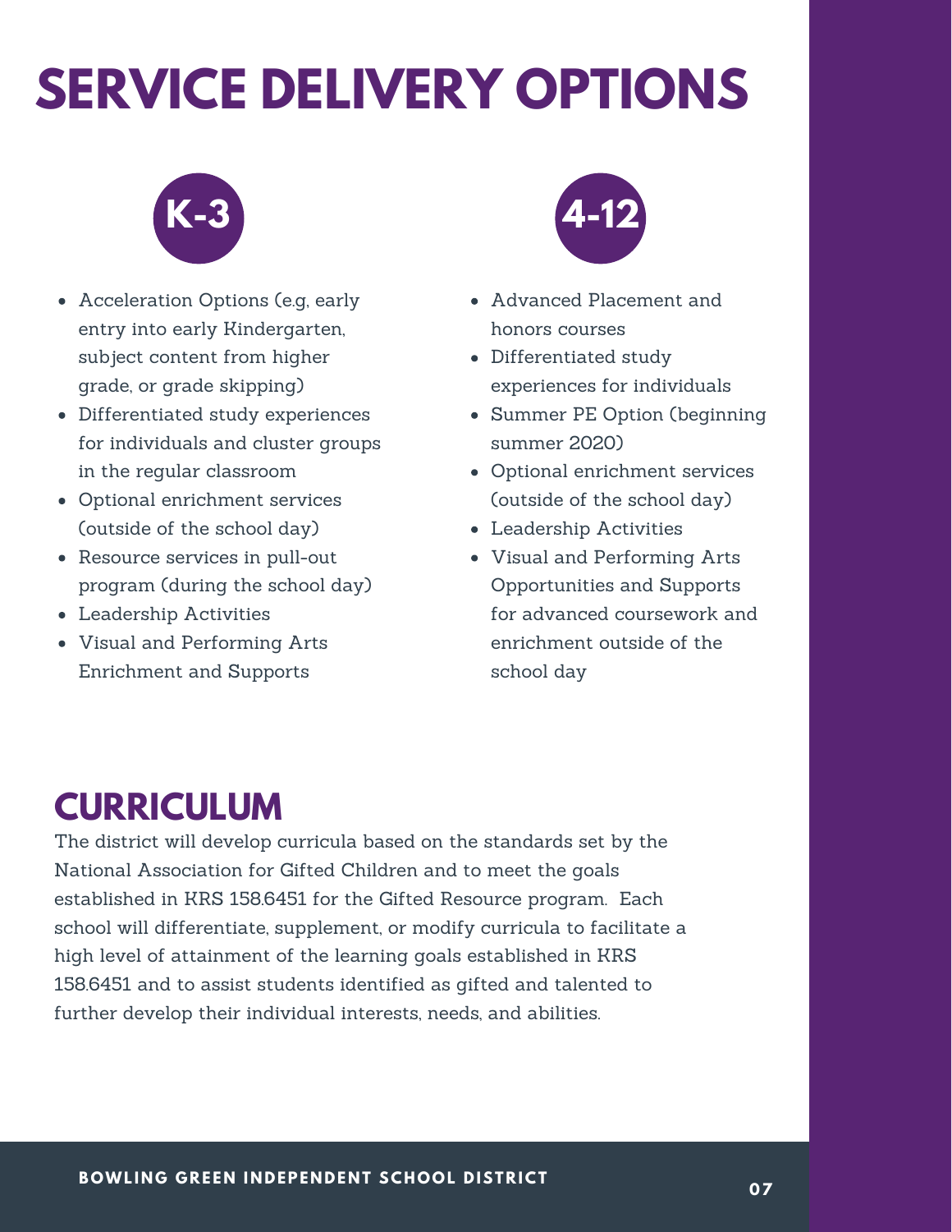# SERVICE DELIVERY OPTIONS

## K-3

- Acceleration Options (e.g, early entry into early Kindergarten, subject content from higher grade, or grade skipping)
- Differentiated study experiences for individuals and cluster groups in the regular classroom
- Optional enrichment services (outside of the school day)
- Resource services in pull-out program (during the school day)
- Leadership Activities
- Visual and Performing Arts Enrichment and Supports

## 4-12

- Advanced Placement and honors courses
- Differentiated study experiences for individuals
- Summer PE Option (beginning summer 2020)
- Optional enrichment services (outside of the school day)
- Leadership Activities
- Visual and Performing Arts Opportunities and Supports for advanced coursework and enrichment outside of the school day

# CURRICULUM

The district will develop curricula based on the standards set by the National Association for Gifted Children and to meet the goals established in KRS 158.6451 for the Gifted Resource program. Each school will differentiate, supplement, or modify curricula to facilitate a high level of attainment of the learning goals established in KRS 158.6451 and to assist students identified as gifted and talented to further develop their individual interests, needs, and abilities.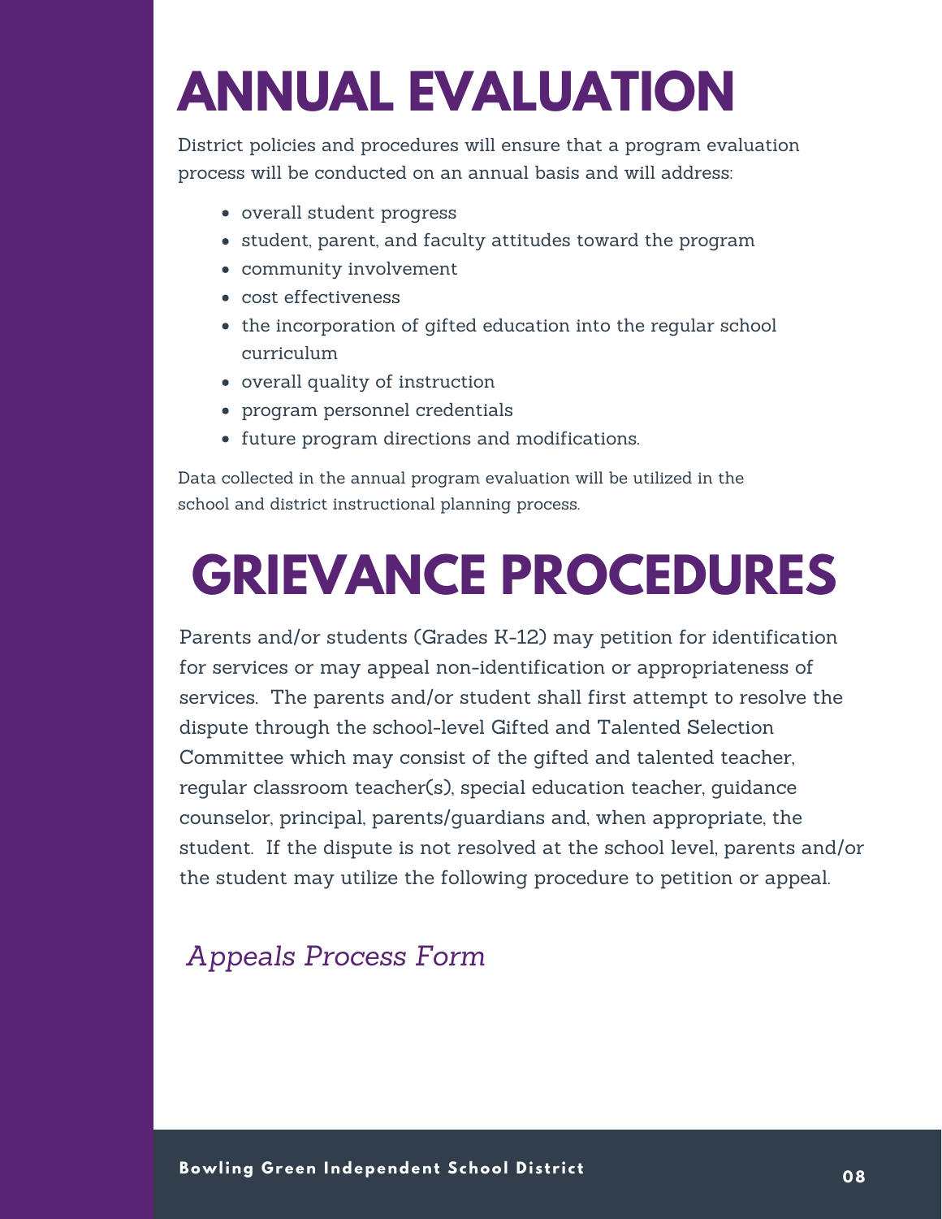# ANNUAL EVALUATION

District policies and procedures will ensure that a program evaluation process will be conducted on an annual basis and will address:

- overall student progress
- student, parent, and faculty attitudes toward the program
- community involvement
- cost effectiveness
- the incorporation of gifted education into the regular school curriculum
- overall quality of instruction
- program personnel credentials
- future program directions and modifications.

Data collected in the annual program evaluation will be utilized in the school and district instructional planning process.

# GRIEVANCE PROCEDURES

Parents and/or students (Grades K-12) may petition for identification for services or may appeal non-identification or appropriateness of services. The parents and/or student shall first attempt to resolve the dispute through the school-level Gifted and Talented Selection Committee which may consist of the gifted and talented teacher, regular classroom teacher(s), special education teacher, guidance counselor, principal, parents/guardians and, when appropriate, the student. If the dispute is not resolved at the school level, parents and/or the student may utilize the following procedure to petition or appeal.

*Appeals Process Form*